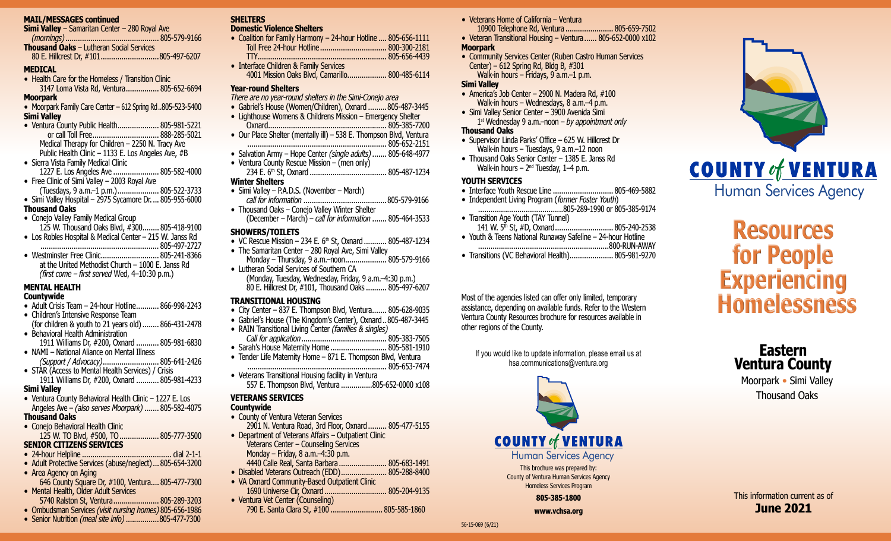**MAIL/MESSAGES continued**

**Simi Valley** – Samaritan Center – 280 Royal Ave *(mornings)* ........ 805-579-9166

**Thousand Oaks** – Lutheran Social Services 80 E. Hillcrest Dr, #101 ........ 805-497-6207

## MEDICAL

- Health Care for the Homeless / Transition Clinic 3147 Loma Vista Rd, Ventura ........ 805-652-6694

**Moorpark**

- Moorpark Family Care Center – 612 Spring Rd .. 805-523-5400

**Simi Valley**

- Ventura County Public Health ........ 805-981-5221 or call Toll Free ........ 888-285-5021
  Medical Therapy for Children – 2250 N. Tracy Ave
  Public Health Clinic – 1133 E. Los Angeles Ave, #B
- Sierra Vista Family Medical Clinic 1227 E. Los Angeles Ave ........ 805-582-4000
- Free Clinic of Simi Valley – 2003 Royal Ave (Tuesdays, 9 a.m.–1 p.m.) ........ 805-522-3733
- Simi Valley Hospital – 2975 Sycamore Dr. ... 805-955-6000

**Thousand Oaks**

- Conejo Valley Family Medical Group 125 W. Thousand Oaks Blvd, #300 ........ 805-418-9100
- Los Robles Hospital & Medical Center – 215 W. Janss Rd ........ 805-497-2727
- Westminster Free Clinic ........ 805-241-8366 at the United Methodist Church – 1000 E. Janss Rd *(first come – first served* Wed, 4–10:30 p.m.)

## MENTAL HEALTH

**Countywide**

- Adult Crisis Team – 24-hour Hotline ........ 866-998-2243
- Children's Intensive Response Team (for children & youth to 21 years old) ........ 866-431-2478
- Behavioral Health Administration 1911 Williams Dr, #200, Oxnard ........ 805-981-6830
- NAMI – National Alliance on Mental Illness *(Support / Advocacy)* ........ 805-641-2426
- STAR (Access to Mental Health Services) / Crisis 1911 Williams Dr, #200, Oxnard ........ 805-981-4233

**Simi Valley**

- Ventura County Behavioral Health Clinic – 1227 E. Los Angeles Ave – *(also serves Moorpark)* ........ 805-582-4075

**Thousand Oaks**

- Conejo Behavioral Health Clinic 125 W. TO Blvd, #500, TO ........ 805-777-3500

## SENIOR CITIZENS SERVICES

- 24-hour Helpline ........ dial 2-1-1
- Adult Protective Services (abuse/neglect) ... 805-654-3200
- Area Agency on Aging 646 County Square Dr, #100, Ventura .... 805-477-7300
- Mental Health, Older Adult Services 5740 Ralston St, Ventura ........ 805-289-3203
- Ombudsman Services *(visit nursing homes)* 805-656-1986
- Senior Nutrition *(meal site info)* ........ 805-477-7300

## SHELTERS

**Domestic Violence Shelters**

- Coalition for Family Harmony – 24-hour Hotline .... 805-656-1111
  Toll Free 24-hour Hotline ........ 800-300-2181
  TTY ........ 805-656-4439
- Interface Children & Family Services 4001 Mission Oaks Blvd, Camarillo ........ 800-485-6114

**Year-round Shelters**

*There are no year-round shelters in the Simi-Conejo area*

- Gabriel's House (Women/Children), Oxnard ........ 805-487-3445
- Lighthouse Womens & Childrens Mission – Emergency Shelter Oxnard ........ 805-385-7200
- Our Place Shelter (mentally ill) – 538 E. Thompson Blvd, Ventura ........ 805-652-2151
- Salvation Army – Hope Center *(single adults)* ........ 805-648-4977
- Ventura County Rescue Mission – (men only) 234 E. 6th St, Oxnard ........ 805-487-1234

**Winter Shelters**

- Simi Valley – P.A.D.S. (November – March) *call for information* ........ 805-579-9166
- Thousand Oaks – Conejo Valley Winter Shelter (December – March) – *call for information* ........ 805-464-3533

## SHOWERS/TOILETS

- VC Rescue Mission – 234 E. 6th St, Oxnard ........ 805-487-1234
- The Samaritan Center – 280 Royal Ave, Simi Valley Monday – Thursday, 9 a.m.–noon ........ 805-579-9166
- Lutheran Social Services of Southern CA (Monday, Tuesday, Wednesday, Friday, 9 a.m.–4:30 p.m.) 80 E. Hillcrest Dr, #101, Thousand Oaks ........ 805-497-6207

## TRANSITIONAL HOUSING

- City Center – 837 E. Thompson Blvd, Ventura ........ 805-628-9035
- Gabriel's House (The Kingdom's Center), Oxnard .. 805-487-3445
- RAIN Transitional Living Center *(families & singles)* *Call for application* ........ 805-383-7505
- Sarah's House Maternity Home ........ 805-581-1910
- Tender Life Maternity Home – 871 E. Thompson Blvd, Ventura ........ 805-653-7474
- Veterans Transitional Housing facility in Ventura 557 E. Thompson Blvd, Ventura ........ 805-652-0000 x108

## VETERANS SERVICES

**Countywide**

- County of Ventura Veteran Services 2901 N. Ventura Road, 3rd Floor, Oxnard ........ 805-477-5155
- Department of Veterans Affairs – Outpatient Clinic Veterans Center – Counseling Services Monday – Friday, 8 a.m.–4:30 p.m. 4440 Calle Real, Santa Barbara ........ 805-683-1491
- Disabled Veterans Outreach (EDD) ........ 805-288-8400
- VA Oxnard Community-Based Outpatient Clinic 1690 Universe Cir, Oxnard ........ 805-204-9135
- Ventura Vet Center (Counseling) 790 E. Santa Clara St, #100 ........ 805-585-1860
- Veterans Home of California – Ventura 10900 Telephone Rd, Ventura ........ 805-659-7502
- Veteran Transitional Housing – Ventura ...... 805-652-0000 x102

**Moorpark**

- Community Services Center (Ruben Castro Human Services Center) – 612 Spring Rd, Bldg B, #301 Walk-in hours – Fridays, 9 a.m.–1 p.m.

**Simi Valley**

- America's Job Center – 2900 N. Madera Rd, #100 Walk-in hours – Wednesdays, 8 a.m.–4 p.m.
- Simi Valley Senior Center – 3900 Avenida Simi 1st Wednesday 9 a.m.–noon – *by appointment only*

**Thousand Oaks**

- Supervisor Linda Parks' Office – 625 W. Hillcrest Dr Walk-in hours – Tuesdays, 9 a.m.–12 noon
- Thousand Oaks Senior Center – 1385 E. Janss Rd Walk-in hours – 2nd Tuesday, 1–4 p.m.

## YOUTH SERVICES

- Interface Youth Rescue Line ........ 805-469-5882
- Independent Living Program *(former Foster Youth)* ........ 805-289-1990 or 805-385-9174
- Transition Age Youth (TAY Tunnel) 141 W. 5th St, #D, Oxnard ........ 805-240-2538
- Youth & Teens National Runaway Safeline – 24-hour Hotline ........ 800-RUN-AWAY
- Transitions (VC Behavioral Health) ........ 805-981-9270

Most of the agencies listed can offer only limited, temporary assistance, depending on available funds. Refer to the Western Ventura County Resources brochure for resources available in other regions of the County.

If you would like to update information, please email us at hsa.communications@ventura.org

**COUNTY of VENTURA**
Human Services Agency

This brochure was prepared by:
County of Ventura Human Services Agency
Homeless Services Program

**805-385-1800**

**www.vchsa.org**

56-15-069 (6/21)

**COUNTY of VENTURA**
Human Services Agency

# Resources for People Experiencing Homelessness

## Eastern Ventura County

Moorpark • Simi Valley
Thousand Oaks

This information current as of
**June 2021**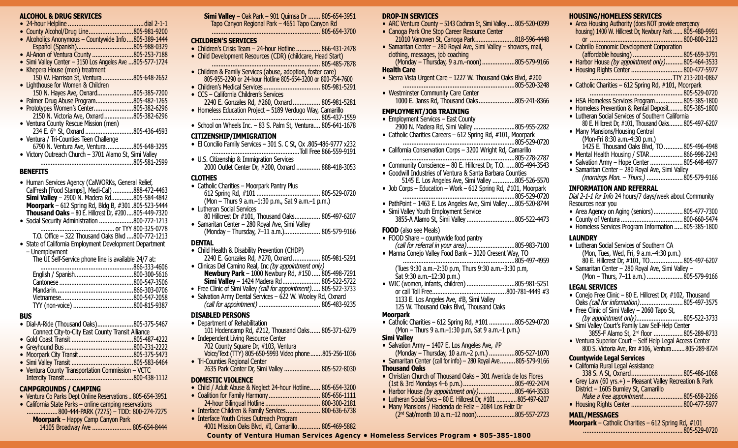## ALCOHOL & DRUG SERVICES

- 24-hour Helpline ............................................dial 2-1-1
- County Alcohol/Drug Line..........................805-981-9200
- Alcoholics Anonymous – Countywide Info....805-389-1444
  Español (Spanish)..................................805-988-0329
- Al-Anon of Ventura County ........................805-253-7188
- Simi Valley Center – 3150 Los Angeles Ave ...805-577-1724
- Khepera House (men) treatment
  150 W. Harrison St, Ventura ..................805-648-2652
- Lighthouse for Women & Children
  150 N. Hayes Ave, Oxnard.....................805-385-7200
- Palmer Drug Abuse Program......................805-482-1265
- Prototypes Women's Center.......................805-382-6296
  2150 N. Victoria Ave, Oxnard.................805-382-6296
- Ventura County Rescue Mission (men)
  234 E. 6th St, Oxnard ............................805-436-4593
- Ventura / Tri-Counties Teen Challenge
  6790 N. Ventura Ave, Ventura................805-648-3295
- Victory Outreach Church – 3701 Alamo St, Simi Valley
  ......................................................805-581-2599

## BENEFITS

- Human Services Agency (CalWORKs, General Relief, CalFresh [Food Stamps], Medi-Cal) ............888-472-4463
  **Simi Valley** – 2900 N. Madera Rd.............805-584-4842
  **Moorpark** – 612 Spring Rd, Bldg B, #301 .805-523-5444
  **Thousand Oaks** – 80 E. Hillcrest Dr, #200 ....805-449-7320
- Social Security Administration ....................800-772-1213
  ........................................... or TYY 800-325-0778
  T.O. Office – 322 Thousand Oaks Blvd ....800-772-1213
- State of California Employment Development Department – Unemployment
  The UI Self-Service phone line is available 24/7 at:
  ......................................................866-333-4606
  English / Spanish..................................800-300-5616
  Cantonese ..........................................800-547-3506
  Mandarin.............................................866-303-0706
  Vietnamese..........................................800-547-2058
  TYY (non-voice) ..................................800-815-9387

## BUS

- Dial-A-Ride (Thousand Oaks)....................805-375-5467
  Connect City-to-City East County Transit Alliance
- Gold Coast Transit ....................................805-487-4222
- Greyhound Bus .........................................800-231-2222
- Moorpark City Transit................................805-375-5473
- Simi Valley Transit ....................................805-583-6464
- Ventura County Transportation Commission – VCTC Intercity Transit........................................800-438-1112

## CAMPGROUNDS / CAMPING

- Ventura Co Parks Dept Online Reservations .. 805-654-3951
- California State Parks – online camping reservations
  .................. 800-444-PARK (7275) – TDD: 800-274-7275
  **Moorpark** – Happy Camp Canyon Park
  14105 Broadway Ave ...................... 805-654-8444
  **Simi Valley** – Oak Park – 901 Quimsa Dr ....... 805-654-3951
  Tapo Canyon Regional Park – 4651 Tapo Canyon Rd
  ............................................................... 805-654-3700

## CHILDREN'S SERVICES

- Children's Crisis Team – 24-hour Hotline ............. 866-431-2478
- Child Development Resources (CDR) (childcare, Head Start)
  ............................................................... 805-485-7878
- Children & Family Services (abuse, adoption, foster care) 805-955-2290 or 24-hour Hotline 805-654-3200 or 800-754-7600
- Children's Medical Services................................ 805-981-5291
- CCS – California Children's Services
  2240 E. Gonzales Rd, #260, Oxnard ............... 805-981-5281
- Homeless Education Project – 5189 Verdugo Way, Camarillo
  ............................................................... 805-437-1559
- School on Wheels Inc. – 83 S. Palm St, Ventura.... 805-641-1678

## CITIZENSHIP/IMMIGRATION

- El Concilio Family Services – 301 S. C St, Ox .805-486-9777 x232
  ...................................................Toll Free 866-559-9191
- U.S. Citizenship & Immigration Services
  2000 Outlet Center Dr, #200, Oxnard ............. 888-418-3053

## CLOTHES

- Catholic Charities – Moorpark Pantry Plus
  612 Spring Rd, #101 .................................... 805-529-0720
  (Mon – Thurs 9 a.m.–1:30 p.m., Sat 9 a.m.–1 p.m.)
- Lutheran Social Services
  80 Hillcrest Dr #101, Thousand Oaks.............. 805-497-6207
- Samaritan Center – 280 Royal Ave, Simi Valley
  (Monday – Thursday, 7–11 a.m.).................... 805-579-9166

## DENTAL

- Child Health & Disability Prevention (CHDP)
  2240 E. Gonzales Rd, #270, Oxnard ............... 805-981-5291
- Clinicas Del Camino Real, Inc *(by appointment only)*
  **Newbury Park** – 1000 Newbury Rd, #150 ..... 805-498-7291
  **Simi Valley** – 1424 Madera Rd ..................... 805-522-5722
- Free Clinic of Simi Valley *(call for appointment)*..... 805-522-3733
- Salvation Army Dental Services – 622 W. Wooley Rd, Oxnard *(call for appointment)* .................................. 805-483-9235

## DISABLED PERSONS

- Department of Rehabilitation
  101 Hodencamp Rd, #212, Thousand Oaks...... 805-371-6279
- Independent Living Resource Center
  702 County Square Dr, #103, Ventura
  Voice/Text (TTY) 805-650-5993 Video phone.......805-256-1036
- Tri-Counties Regional Center
  2635 Park Center Dr, Simi Valley .................... 805-522-8030

## DOMESTIC VIOLENCE

- Child / Adult Abuse & Neglect 24-hour Hotline...... 805-654-3200
- Coalition for Family Harmony............................. 805-656-1111
  24-hour Bilingual Hotline................................ 800-300-2181
- Interface Children & Family Services.................... 800-636-6738
- Interface Youth Crises Outreach Program
  4001 Mission Oaks Blvd, #I, Camarillo............. 805-469-5882

## DROP-IN SERVICES

- ARC Ventura County – 5143 Cochran St, Simi Valley..... 805-520-0399
- Canoga Park One Stop Career Resource Center
  21010 Vanowen St, Canoga Park.......................818-596-4448
- Samaritan Center – 280 Royal Ave, Simi Valley – showers, mail, clothing, messages, job coaching
  (Monday – Thursday, 9 a.m.–noon)...................805-579-9166

**Health Care**

- Sierra Vista Urgent Care – 1227 W. Thousand Oaks Blvd, #200
  ...............................................................805-520-3248
- Westminster Community Care Center
  1000 E. Janss Rd, Thousand Oaks....................805-241-8366

## EMPLOYMENT/JOB TRAINING

- Employment Services – East County
  2900 N. Madera Rd, Simi Valley .......................805-955-2282
- Catholic Charities Careers – 612 Spring Rd, #101, Moorpark
  ...............................................................805-529-0720
- California Conservation Corps – 3200 Wright Rd, Camarillo
  ...............................................................805-278-2787
- Community Conscience – 80 E. Hillcrest Dr, T.O. .....805-494-3543
- Goodwill Industries of Ventura & Santa Barbara Counties
  5145 E. Los Angeles Ave, Simi Valley .............805-526-5570
- Job Corps – Education – Work – 612 Spring Rd, #101, Moorpark
  ...............................................................805-529-0720
- PathPoint – 1463 E. Los Angeles Ave, Simi Valley ....805-520-8744
- Simi Valley Youth Employment Service
  3855-A Alamo St, Simi Valley ..........................805-522-4473

## FOOD (also see Meals)

- FOOD Share – countywide food pantry
  *(call for referral in your area)*..........................805-983-7100
- Manna Conejo Valley Food Bank – 3020 Cresent Way, TO
  ...............................................................805-497-4959
  (Tues 9:30 a.m.–2:30 p.m, Thurs 9:30 a.m.–3:30 p.m, Sat 9:30 a.m.–12:30 p.m.)
- WIC (women, infants, children)...........................805-981-5251
  or call Toll Free...........................................800-781-4449 #3
  1133 E. Los Angeles Ave, #B, Simi Valley
  125 W. Thousand Oaks Blvd, Thousand Oaks

**Moorpark**

- Catholic Charities – 612 Spring Rd, #101 ..............805-529-0720
  (Mon – Thurs 9 a.m.–1:30 p.m, Sat 9 a.m.–1 p.m.)

**Simi Valley**

- Salvation Army – 1407 E. Los Angeles Ave, #P
  (Monday – Thursday, 10 a.m.–2 p.m.) ...............805-527-1070
- Samaritan Center (call for info) – 280 Royal Ave.........805-579-9166

**Thousand Oaks**

- Christian Church of Thousand Oaks – 301 Avenida de los Flores (1st & 3rd Mondays 4–6 p.m.)...............................805-492-2474
- Harbor House *(by appointment only)*......................805-464-3533
- Lutheran Social Svcs – 80 E. Hillcrest Dr, #101 ............. 805-497-6207
- Many Mansions / Hacienda de Feliz – 2084 Los Feliz Dr
  (2nd Sat/month 10 a.m.–12 noon)......................805-557-2723

## HOUSING/HOMELESS SERVICES

- Area Housing Authority (does NOT provide emergency housing) 1400 W. Hillcrest Dr, Newbury Park ...... 805-480-9991
  or ......................................................... 800-800-2123
- Cabrillo Economic Development Corporation
  (affordable housing) ............................ 805-659-3791
- Harbor House *(by appointment only)*.......... 805-464-3533
- Housing Rights Center .............................. 800-477-5977
  ................................................TTY 213-201-0867
- Catholic Charities – 612 Spring Rd, #101, Moorpark
  ......................................................... 805-529-0720
- HSA Homeless Services Program................ 805-385-1800
- Homeless Prevention & Rental Deposit........ 805-385-1800
- Lutheran Social Services of Southern California
  80 E. Hillcrest Dr, #101, Thousand Oaks........ 805-497-6207
- Many Mansions/Housing Central
  (Mon-Fri 8:30 a.m-4:30 p.m.)
  1425 E. Thousand Oaks Blvd, TO ........... 805-496-4948
- Mental Health Housing / STAR................... 866-998-2243
- Salvation Army – Hope Center ................... 805-648-4977
- Samaritan Center – 280 Royal Ave, Simi Valley
  *(mornings Mon. – Thurs.)* ..................... 805-579-9166

## INFORMATION AND REFERRAL

*Dial 2-1-1 for Info* 24 hours/7 days/week about Community Resources near you

- Area Agency on Aging (seniors)................. 805-477-7300
- County of Ventura ................................... 800-660-5474
- Homeless Services Program Information ..... 805-385-1800

## LAUNDRY

- Lutheran Social Services of Southern CA
  (Mon, Tues, Wed, Fri, 9 a.m.–4:30 p.m.)
  80 E. Hillcrest Dr, #101, TO................... 805-497-6207
- Samaritan Center – 280 Royal Ave, Simi Valley –
  (Mon – Thurs, 7–11 a.m.) ..................... 805-579-9166

## LEGAL SERVICES

- Conejo Free Clinic – 80 E. Hillcrest Dr, #102, Thousand Oaks *(call for information)*........................ 805-497-3575
- Free Clinic of Simi Valley – 2060 Tapo St,
  *(by appointment only)*........................... 805-522-3733
- Simi Valley Court's Family Law Self-Help Center
  3855-F Alamo St, 2nd floor ................. 805-289-8733
- Ventura Superior Court – Self Help Legal Access Center
  800 S. Victoria Ave, Rm #106, Ventura........ 805-289-8724

**Countywide Legal Services**

- California Rural Legal Assistance
  338 S. A St, Oxnard.............................. 805-486-1068
- Grey Law (60 yrs.+) – Pleasant Valley Recreation & Park District – 1605 Burnley St, Camarillo
  *Make a free appointment*...................... 805-658-2266
- Housing Rights Center ............................. 800-477-5977

## MAIL/MESSAGES

**Moorpark** – Catholic Charities – 612 Spring Rd, #101
......................................................... 805-529-0720

**County of Ventura Human Services Agency • Homeless Services Program • 805-385-1800**